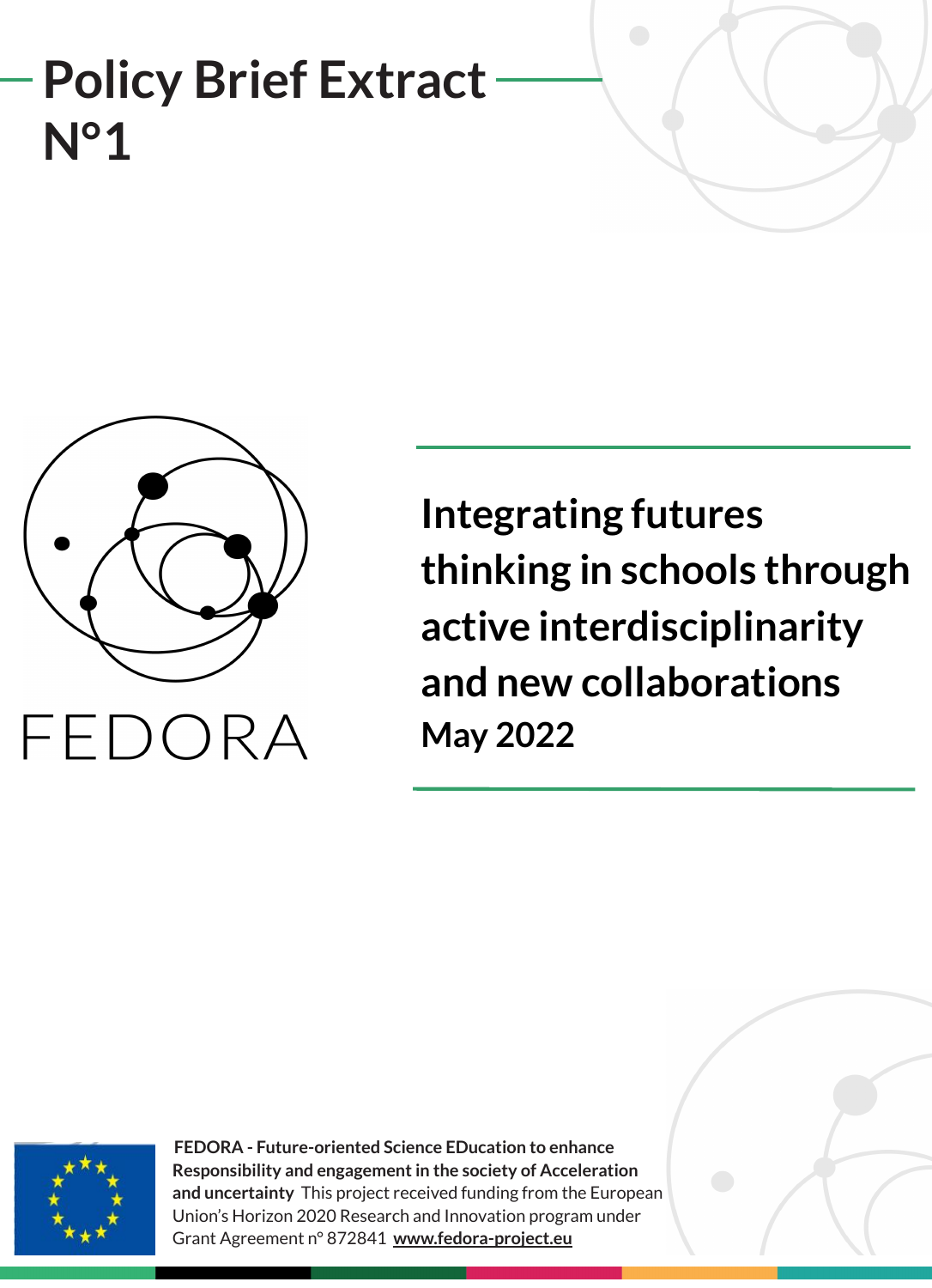# Policy Brief Extract N°1

FEDORA

## Integrating futures thinking in schools through active interdisciplinarity and new collaborations

**May 2022**

**FEDORA - Future-oriented Science EDucation to enhance Responsibility and engagement in the society of Acceleration and uncertainty** This project received funding from the European Union's Horizon 2020 Research and Innovation program under Grant Agreement n° 872841 **www.fedora-project.eu**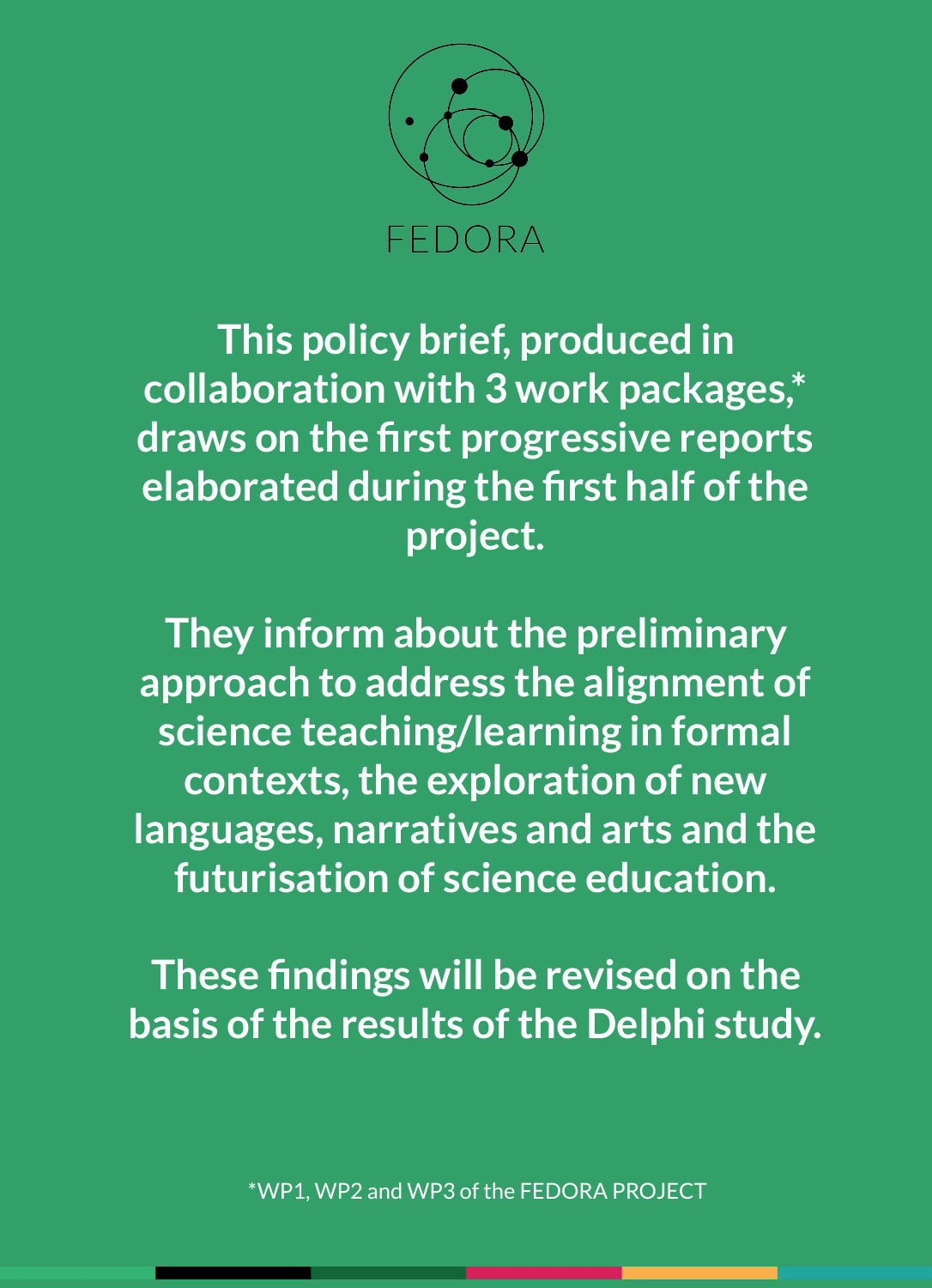FEDORA

**This policy brief, produced in collaboration with 3 work packages,* draws on the first progressive reports elaborated during the first half of the project.**

**They inform about the preliminary approach to address the alignment of science teaching/learning in formal contexts, the exploration of new languages, narratives and arts and the futurisation of science education.**

**These findings will be revised on the basis of the results of the Delphi study.**

*WP1, WP2 and WP3 of the FEDORA PROJECT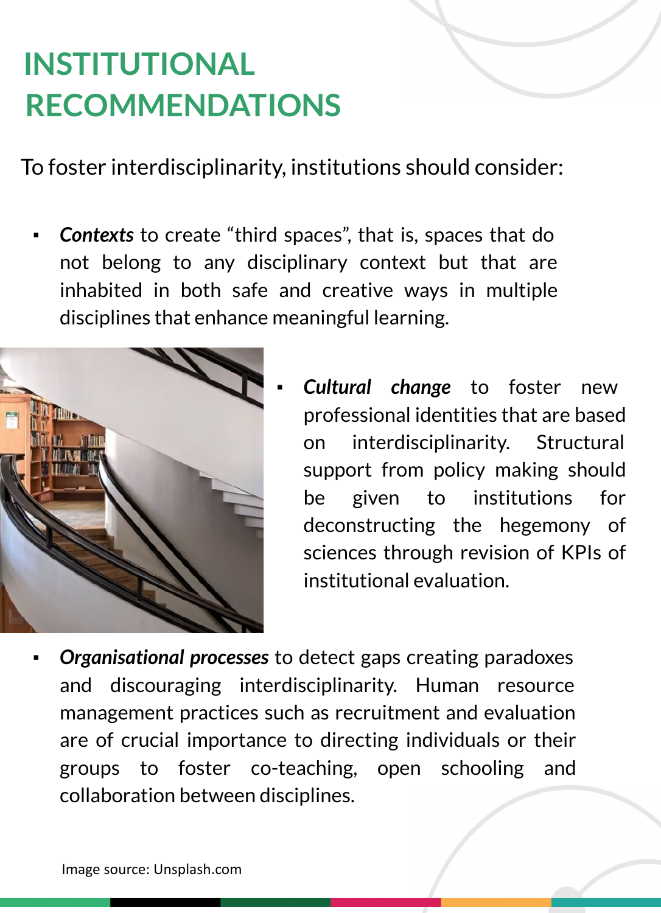# INSTITUTIONAL RECOMMENDATIONS

To foster interdisciplinarity, institutions should consider:

- ***Contexts*** to create “third spaces”, that is, spaces that do not belong to any disciplinary context but that are inhabited in both safe and creative ways in multiple disciplines that enhance meaningful learning.

- ***Cultural change*** to foster new professional identities that are based on interdisciplinarity. Structural support from policy making should be given to institutions for deconstructing the hegemony of sciences through revision of KPIs of institutional evaluation.

- ***Organisational processes*** to detect gaps creating paradoxes and discouraging interdisciplinarity. Human resource management practices such as recruitment and evaluation are of crucial importance to directing individuals or their groups to foster co-teaching, open schooling and collaboration between disciplines.

Image source: Unsplash.com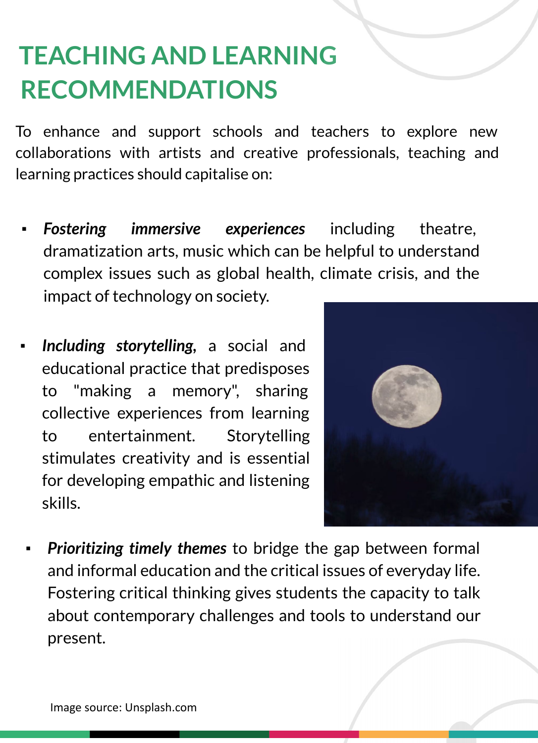# TEACHING AND LEARNING RECOMMENDATIONS

To enhance and support schools and teachers to explore new collaborations with artists and creative professionals, teaching and learning practices should capitalise on:

- ***Fostering immersive experiences*** including theatre, dramatization arts, music which can be helpful to understand complex issues such as global health, climate crisis, and the impact of technology on society.
- ***Including storytelling,*** a social and educational practice that predisposes to "making a memory", sharing collective experiences from learning to entertainment. Storytelling stimulates creativity and is essential for developing empathic and listening skills.
- ***Prioritizing timely themes*** to bridge the gap between formal and informal education and the critical issues of everyday life. Fostering critical thinking gives students the capacity to talk about contemporary challenges and tools to understand our present.

Image source: Unsplash.com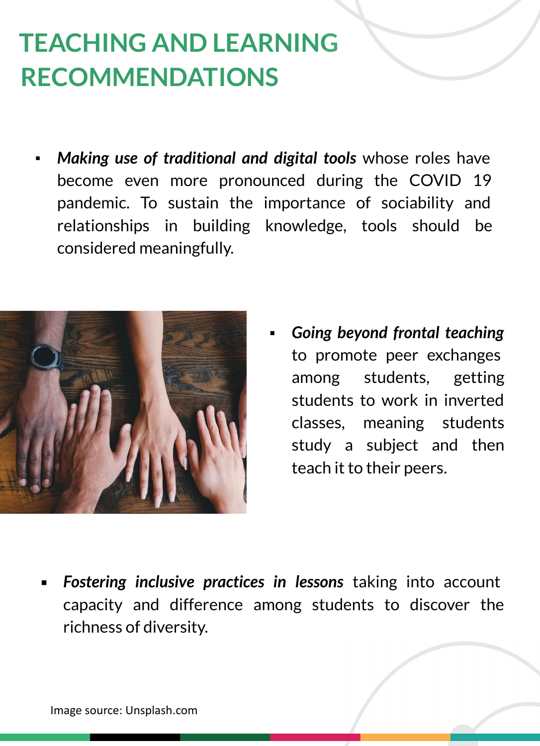# TEACHING AND LEARNING RECOMMENDATIONS

- ***Making use of traditional and digital tools*** whose roles have become even more pronounced during the COVID 19 pandemic. To sustain the importance of sociability and relationships in building knowledge, tools should be considered meaningfully.

- ***Going beyond frontal teaching*** to promote peer exchanges among students, getting students to work in inverted classes, meaning students study a subject and then teach it to their peers.

- ***Fostering inclusive practices in lessons*** taking into account capacity and difference among students to discover the richness of diversity.

Image source: Unsplash.com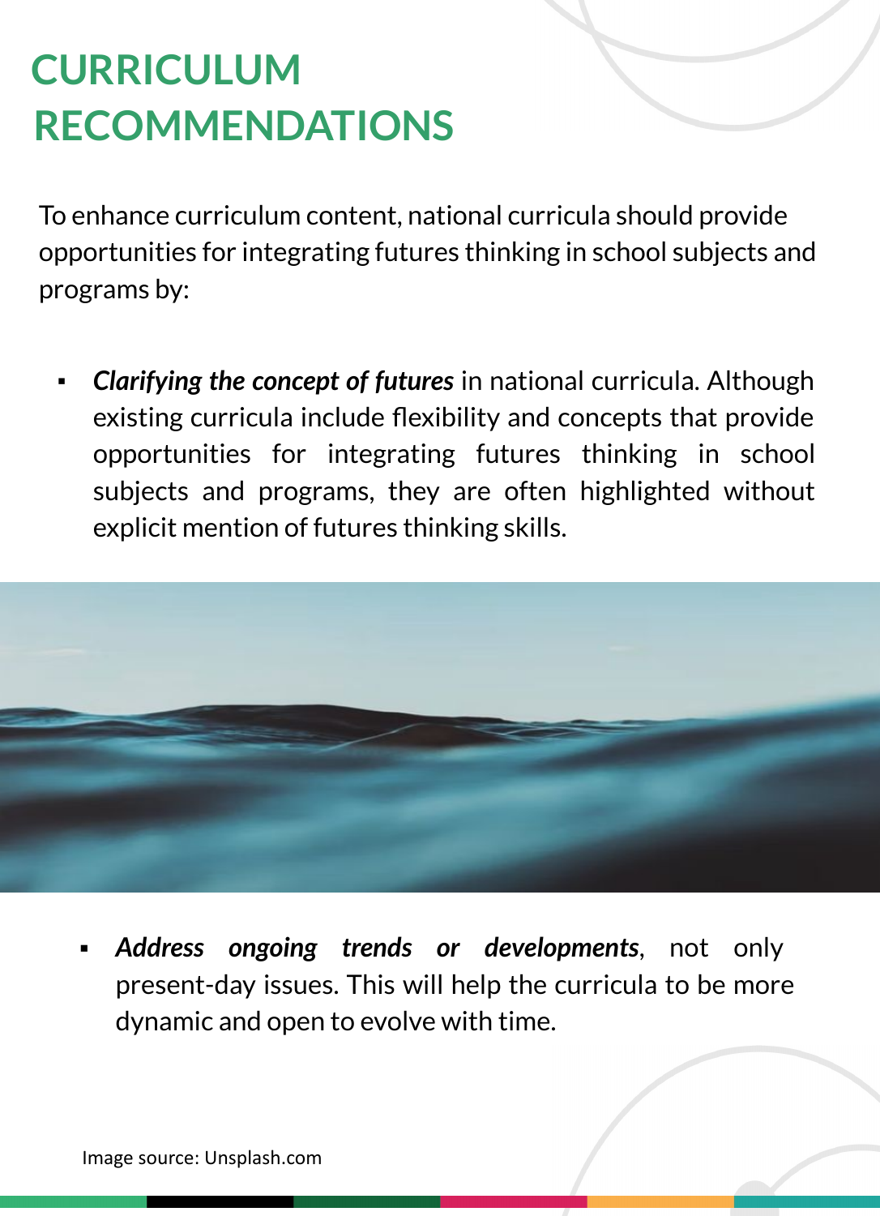# CURRICULUM RECOMMENDATIONS

To enhance curriculum content, national curricula should provide opportunities for integrating futures thinking in school subjects and programs by:

- ***Clarifying the concept of futures*** in national curricula. Although existing curricula include flexibility and concepts that provide opportunities for integrating futures thinking in school subjects and programs, they are often highlighted without explicit mention of futures thinking skills.

- ***Address ongoing trends or developments***, not only present-day issues. This will help the curricula to be more dynamic and open to evolve with time.

Image source: Unsplash.com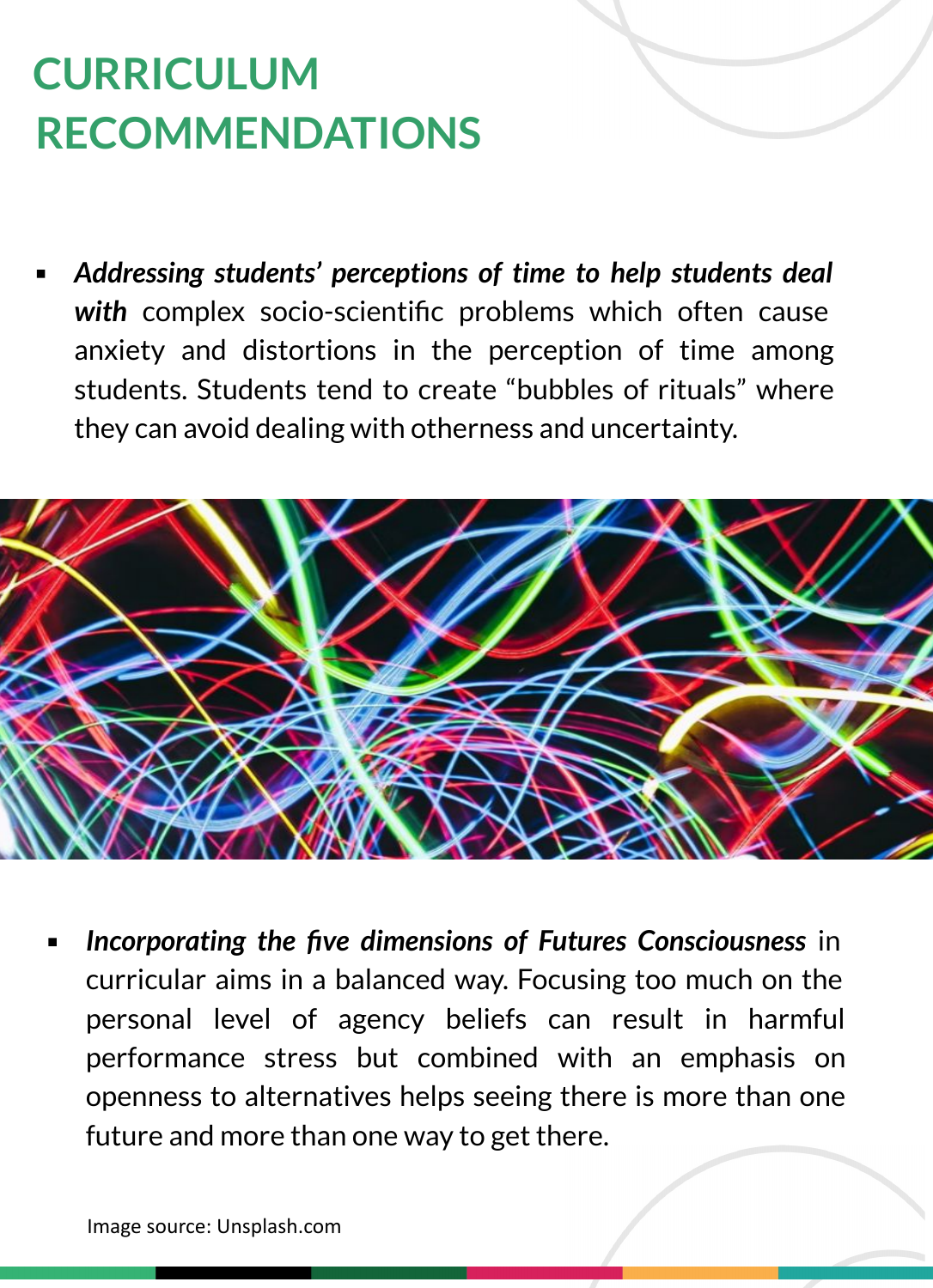# CURRICULUM RECOMMENDATIONS

- ***Addressing students' perceptions of time to help students deal with*** complex socio-scientific problems which often cause anxiety and distortions in the perception of time among students. Students tend to create "bubbles of rituals" where they can avoid dealing with otherness and uncertainty.

- ***Incorporating the five dimensions of Futures Consciousness*** in curricular aims in a balanced way. Focusing too much on the personal level of agency beliefs can result in harmful performance stress but combined with an emphasis on openness to alternatives helps seeing there is more than one future and more than one way to get there.

Image source: Unsplash.com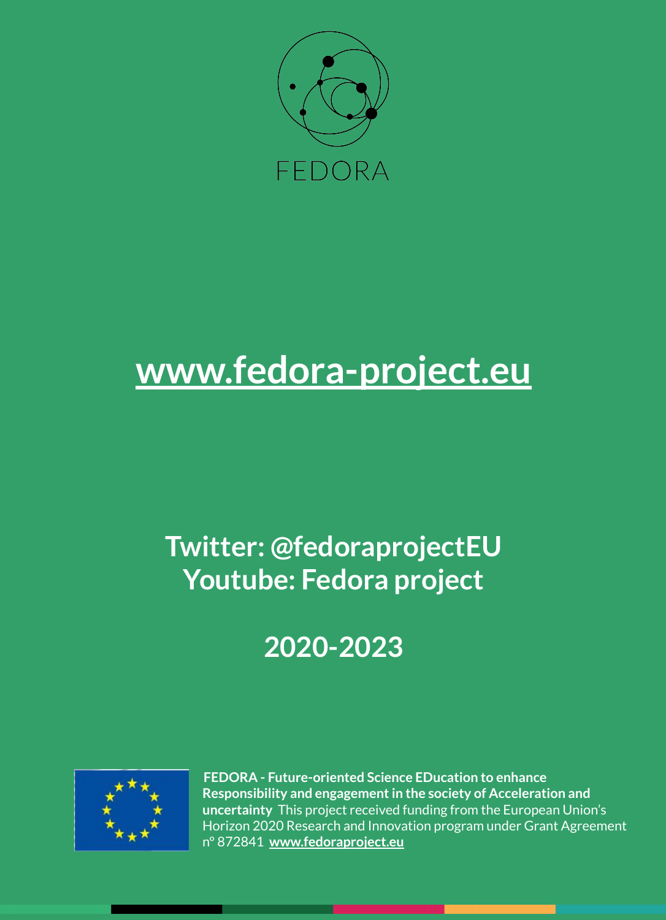FEDORA

# www.fedora-project.eu

## Twitter: @fedoraprojectEU
## Youtube: Fedora project

## 2020-2023

**FEDORA - Future-oriented Science EDucation to enhance Responsibility and engagement in the society of Acceleration and uncertainty** This project received funding from the European Union's Horizon 2020 Research and Innovation program under Grant Agreement n° 872841 **www.fedoraproject.eu**